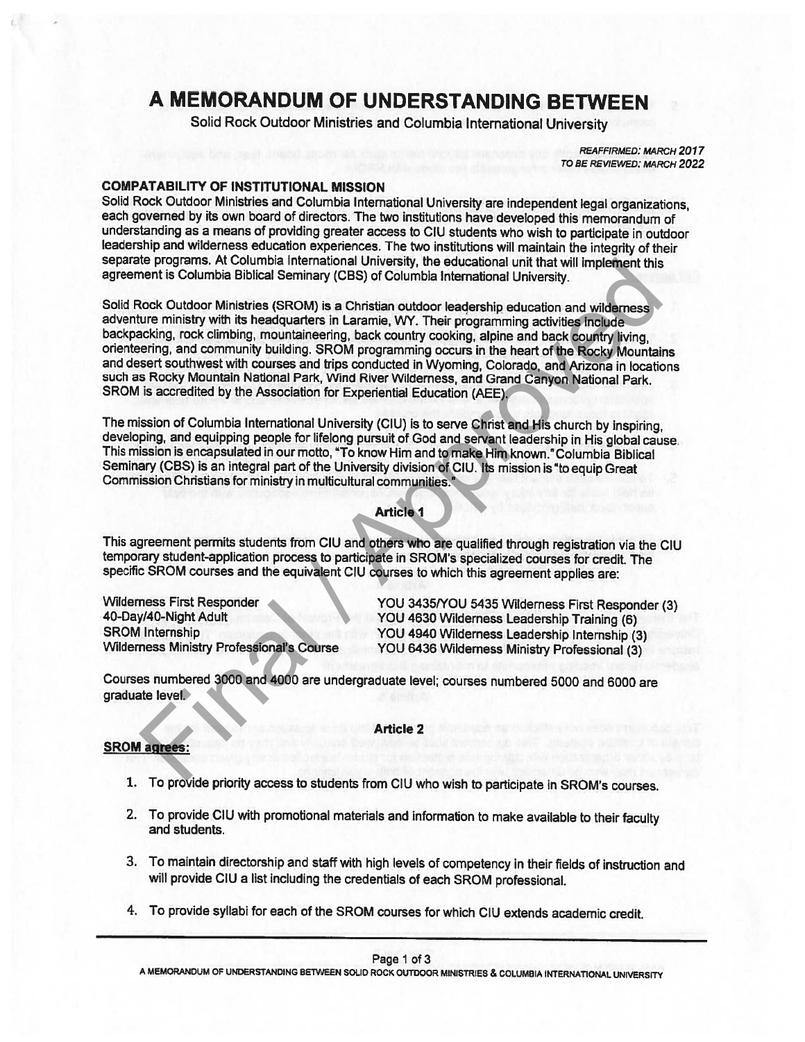# A MEMORANDUM OF UNDERSTANDING BETWEEN

Solid Rock Outdoor Ministries and Columbia International University

*REAFFIRMED: MARCH 2017*
*TO BE REVIEWED: MARCH 2022*

**COMPATABILITY OF INSTITUTIONAL MISSION**

Solid Rock Outdoor Ministries and Columbia International University are independent legal organizations, each governed by its own board of directors. The two institutions have developed this memorandum of understanding as a means of providing greater access to CIU students who wish to participate in outdoor leadership and wilderness education experiences. The two institutions will maintain the integrity of their separate programs. At Columbia International University, the educational unit that will implement this agreement is Columbia Biblical Seminary (CBS) of Columbia International University.

Solid Rock Outdoor Ministries (SROM) is a Christian outdoor leadership education and wilderness adventure ministry with its headquarters in Laramie, WY. Their programming activities include backpacking, rock climbing, mountaineering, back country cooking, alpine and back country living, orienteering, and community building. SROM programming occurs in the heart of the Rocky Mountains and desert southwest with courses and trips conducted in Wyoming, Colorado, and Arizona in locations such as Rocky Mountain National Park, Wind River Wilderness, and Grand Canyon National Park. SROM is accredited by the Association for Experiential Education (AEE).

The mission of Columbia International University (CIU) is to serve Christ and His church by inspiring, developing, and equipping people for lifelong pursuit of God and servant leadership in His global cause. This mission is encapsulated in our motto, "To know Him and to make Him known." Columbia Biblical Seminary (CBS) is an integral part of the University division of CIU. Its mission is "to equip Great Commission Christians for ministry in multicultural communities."

## Article 1

This agreement permits students from CIU and others who are qualified through registration via the CIU temporary student-application process to participate in SROM's specialized courses for credit. The specific SROM courses and the equivalent CIU courses to which this agreement applies are:

| | |
|---|---|
| Wilderness First Responder | YOU 3435/YOU 5435 Wilderness First Responder (3) |
| 40-Day/40-Night Adult | YOU 4630 Wilderness Leadership Training (6) |
| SROM Internship | YOU 4940 Wilderness Leadership Internship (3) |
| Wilderness Ministry Professional's Course | YOU 6436 Wilderness Ministry Professional (3) |

Courses numbered 3000 and 4000 are undergraduate level; courses numbered 5000 and 6000 are graduate level.

## Article 2

**SROM agrees:**

1. To provide priority access to students from CIU who wish to participate in SROM's courses.
2. To provide CIU with promotional materials and information to make available to their faculty and students.
3. To maintain directorship and staff with high levels of competency in their fields of instruction and will provide CIU a list including the credentials of each SROM professional.
4. To provide syllabi for each of the SROM courses for which CIU extends academic credit.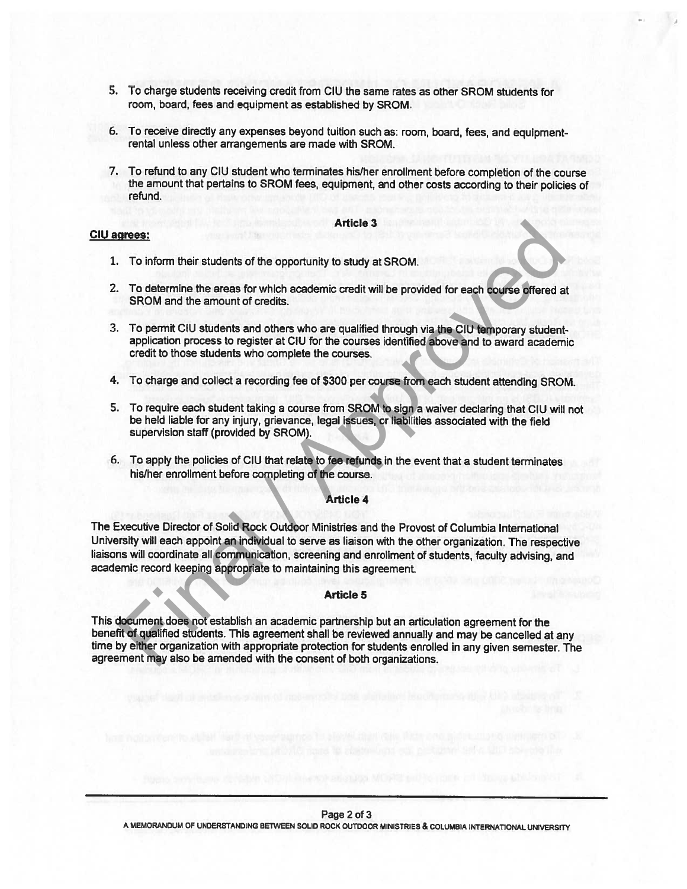5. To charge students receiving credit from CIU the same rates as other SROM students for room, board, fees and equipment as established by SROM.

6. To receive directly any expenses beyond tuition such as: room, board, fees, and equipment-rental unless other arrangements are made with SROM.

7. To refund to any CIU student who terminates his/her enrollment before completion of the course the amount that pertains to SROM fees, equipment, and other costs according to their policies of refund.

**Article 3**

**CIU agrees:**

1. To inform their students of the opportunity to study at SROM.

2. To determine the areas for which academic credit will be provided for each course offered at SROM and the amount of credits.

3. To permit CIU students and others who are qualified through via the CIU temporary student-application process to register at CIU for the courses identified above and to award academic credit to those students who complete the courses.

4. To charge and collect a recording fee of $300 per course from each student attending SROM.

5. To require each student taking a course from SROM to sign a waiver declaring that CIU will not be held liable for any injury, grievance, legal issues, or liabilities associated with the field supervision staff (provided by SROM).

6. To apply the policies of CIU that relate to fee refunds in the event that a student terminates his/her enrollment before completing of the course.

**Article 4**

The Executive Director of Solid Rock Outdoor Ministries and the Provost of Columbia International University will each appoint an individual to serve as liaison with the other organization. The respective liaisons will coordinate all communication, screening and enrollment of students, faculty advising, and academic record keeping appropriate to maintaining this agreement.

**Article 5**

This document does not establish an academic partnership but an articulation agreement for the benefit of qualified students. This agreement shall be reviewed annually and may be cancelled at any time by either organization with appropriate protection for students enrolled in any given semester. The agreement may also be amended with the consent of both organizations.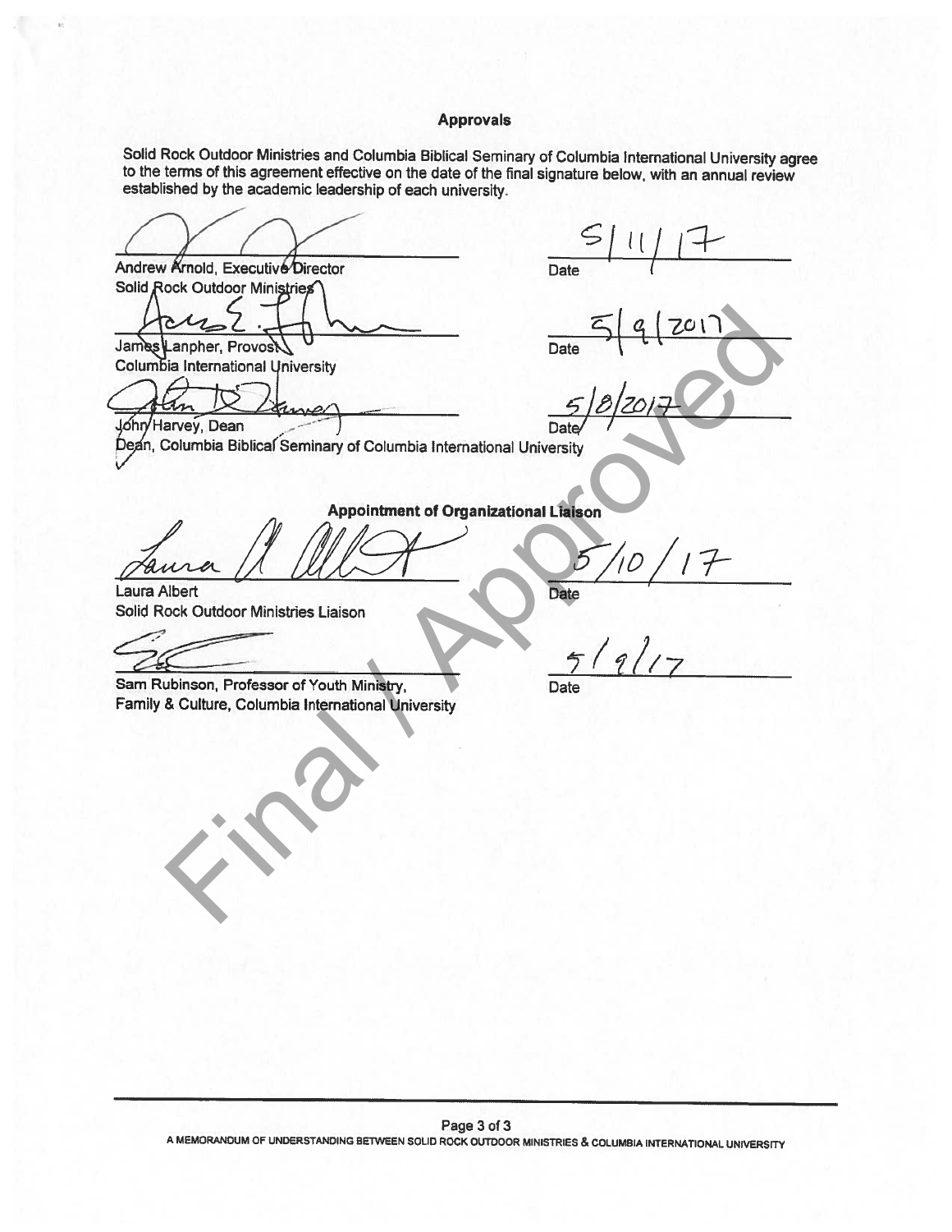## Approvals

Solid Rock Outdoor Ministries and Columbia Biblical Seminary of Columbia International University agree to the terms of this agreement effective on the date of the final signature below, with an annual review established by the academic leadership of each university.

Andrew Arnold, Executive Director
Solid Rock Outdoor Ministries
Date: 5/11/17

James Lanpher, Provost
Columbia International University
Date: 5/9/2017

John Harvey, Dean
Dean, Columbia Biblical Seminary of Columbia International University
Date: 5/8/2017

## Appointment of Organizational Liaison

Laura Albert
Solid Rock Outdoor Ministries Liaison
Date: 5/10/17

Sam Rubinson, Professor of Youth Ministry, Family & Culture, Columbia International University
Date: 5/9/17

Final / Approved